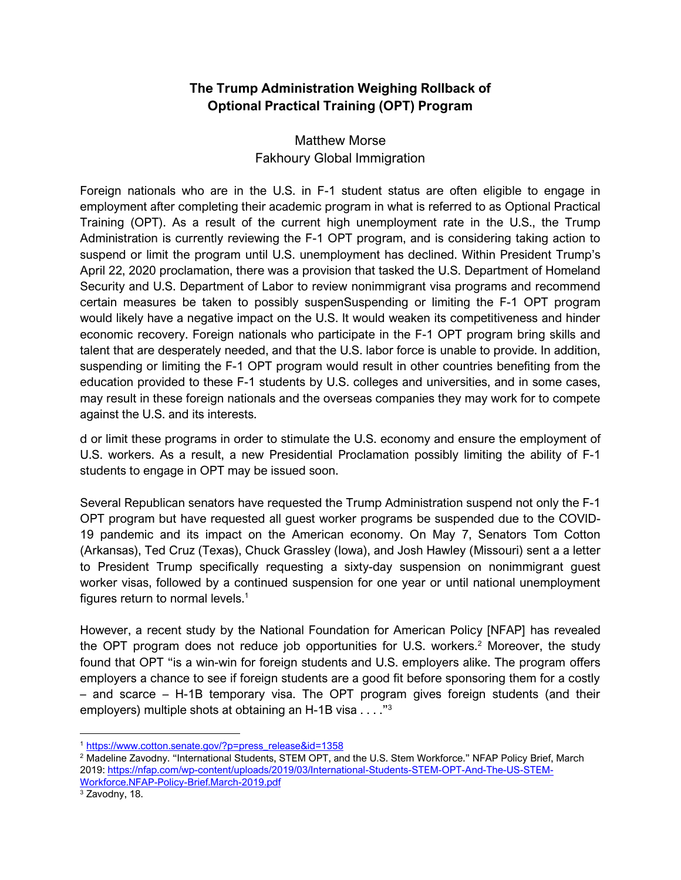# The Trump Administration Weighing Rollback of Optional Practical Training (OPT) Program

Matthew Morse
Fakhoury Global Immigration

Foreign nationals who are in the U.S. in F-1 student status are often eligible to engage in employment after completing their academic program in what is referred to as Optional Practical Training (OPT). As a result of the current high unemployment rate in the U.S., the Trump Administration is currently reviewing the F-1 OPT program, and is considering taking action to suspend or limit the program until U.S. unemployment has declined. Within President Trump's April 22, 2020 proclamation, there was a provision that tasked the U.S. Department of Homeland Security and U.S. Department of Labor to review nonimmigrant visa programs and recommend certain measures be taken to possibly suspenSuspending or limiting the F-1 OPT program would likely have a negative impact on the U.S. It would weaken its competitiveness and hinder economic recovery. Foreign nationals who participate in the F-1 OPT program bring skills and talent that are desperately needed, and that the U.S. labor force is unable to provide. In addition, suspending or limiting the F-1 OPT program would result in other countries benefiting from the education provided to these F-1 students by U.S. colleges and universities, and in some cases, may result in these foreign nationals and the overseas companies they may work for to compete against the U.S. and its interests.

d or limit these programs in order to stimulate the U.S. economy and ensure the employment of U.S. workers. As a result, a new Presidential Proclamation possibly limiting the ability of F-1 students to engage in OPT may be issued soon.

Several Republican senators have requested the Trump Administration suspend not only the F-1 OPT program but have requested all guest worker programs be suspended due to the COVID-19 pandemic and its impact on the American economy. On May 7, Senators Tom Cotton (Arkansas), Ted Cruz (Texas), Chuck Grassley (Iowa), and Josh Hawley (Missouri) sent a a letter to President Trump specifically requesting a sixty-day suspension on nonimmigrant guest worker visas, followed by a continued suspension for one year or until national unemployment figures return to normal levels.[1]

However, a recent study by the National Foundation for American Policy [NFAP] has revealed the OPT program does not reduce job opportunities for U.S. workers.[2] Moreover, the study found that OPT "is a win-win for foreign students and U.S. employers alike. The program offers employers a chance to see if foreign students are a good fit before sponsoring them for a costly – and scarce – H-1B temporary visa. The OPT program gives foreign students (and their employers) multiple shots at obtaining an H-1B visa . . . ."[3]

---

[1] https://www.cotton.senate.gov/?p=press_release&id=1358

[2] Madeline Zavodny. "International Students, STEM OPT, and the U.S. Stem Workforce." NFAP Policy Brief, March 2019: https://nfap.com/wp-content/uploads/2019/03/International-Students-STEM-OPT-And-The-US-STEM-Workforce.NFAP-Policy-Brief.March-2019.pdf

[3] Zavodny, 18.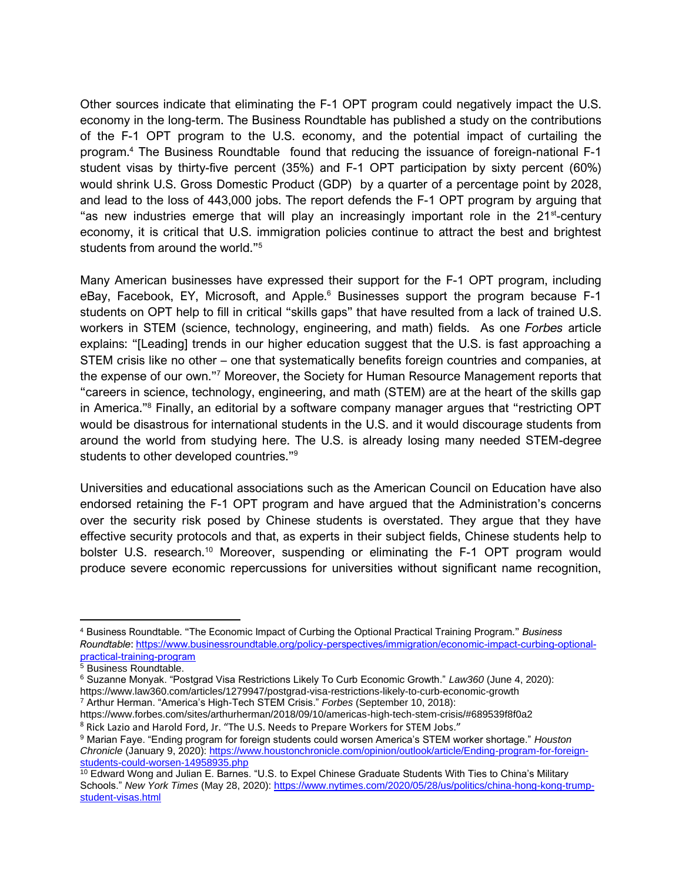Other sources indicate that eliminating the F-1 OPT program could negatively impact the U.S. economy in the long-term. The Business Roundtable has published a study on the contributions of the F-1 OPT program to the U.S. economy, and the potential impact of curtailing the program.[4] The Business Roundtable found that reducing the issuance of foreign-national F-1 student visas by thirty-five percent (35%) and F-1 OPT participation by sixty percent (60%) would shrink U.S. Gross Domestic Product (GDP) by a quarter of a percentage point by 2028, and lead to the loss of 443,000 jobs. The report defends the F-1 OPT program by arguing that "as new industries emerge that will play an increasingly important role in the 21st-century economy, it is critical that U.S. immigration policies continue to attract the best and brightest students from around the world."[5]

Many American businesses have expressed their support for the F-1 OPT program, including eBay, Facebook, EY, Microsoft, and Apple.[6] Businesses support the program because F-1 students on OPT help to fill in critical "skills gaps" that have resulted from a lack of trained U.S. workers in STEM (science, technology, engineering, and math) fields. As one *Forbes* article explains: "[Leading] trends in our higher education suggest that the U.S. is fast approaching a STEM crisis like no other – one that systematically benefits foreign countries and companies, at the expense of our own."[7] Moreover, the Society for Human Resource Management reports that "careers in science, technology, engineering, and math (STEM) are at the heart of the skills gap in America."[8] Finally, an editorial by a software company manager argues that "restricting OPT would be disastrous for international students in the U.S. and it would discourage students from around the world from studying here. The U.S. is already losing many needed STEM-degree students to other developed countries."[9]

Universities and educational associations such as the American Council on Education have also endorsed retaining the F-1 OPT program and have argued that the Administration's concerns over the security risk posed by Chinese students is overstated. They argue that they have effective security protocols and that, as experts in their subject fields, Chinese students help to bolster U.S. research.[10] Moreover, suspending or eliminating the F-1 OPT program would produce severe economic repercussions for universities without significant name recognition,

---

[4] Business Roundtable. "The Economic Impact of Curbing the Optional Practical Training Program." *Business Roundtable*: https://www.businessroundtable.org/policy-perspectives/immigration/economic-impact-curbing-optional-practical-training-program

[5] Business Roundtable.

[6] Suzanne Monyak. "Postgrad Visa Restrictions Likely To Curb Economic Growth." *Law360* (June 4, 2020): https://www.law360.com/articles/1279947/postgrad-visa-restrictions-likely-to-curb-economic-growth

[7] Arthur Herman. "America's High-Tech STEM Crisis." *Forbes* (September 10, 2018): https://www.forbes.com/sites/arthurherman/2018/09/10/americas-high-tech-stem-crisis/#689539f8f0a2

[8] Rick Lazio and Harold Ford, Jr. "The U.S. Needs to Prepare Workers for STEM Jobs."

[9] Marian Faye. "Ending program for foreign students could worsen America's STEM worker shortage." *Houston Chronicle* (January 9, 2020): https://www.houstonchronicle.com/opinion/outlook/article/Ending-program-for-foreign-students-could-worsen-14958935.php

[10] Edward Wong and Julian E. Barnes. "U.S. to Expel Chinese Graduate Students With Ties to China's Military Schools." *New York Times* (May 28, 2020): https://www.nytimes.com/2020/05/28/us/politics/china-hong-kong-trump-student-visas.html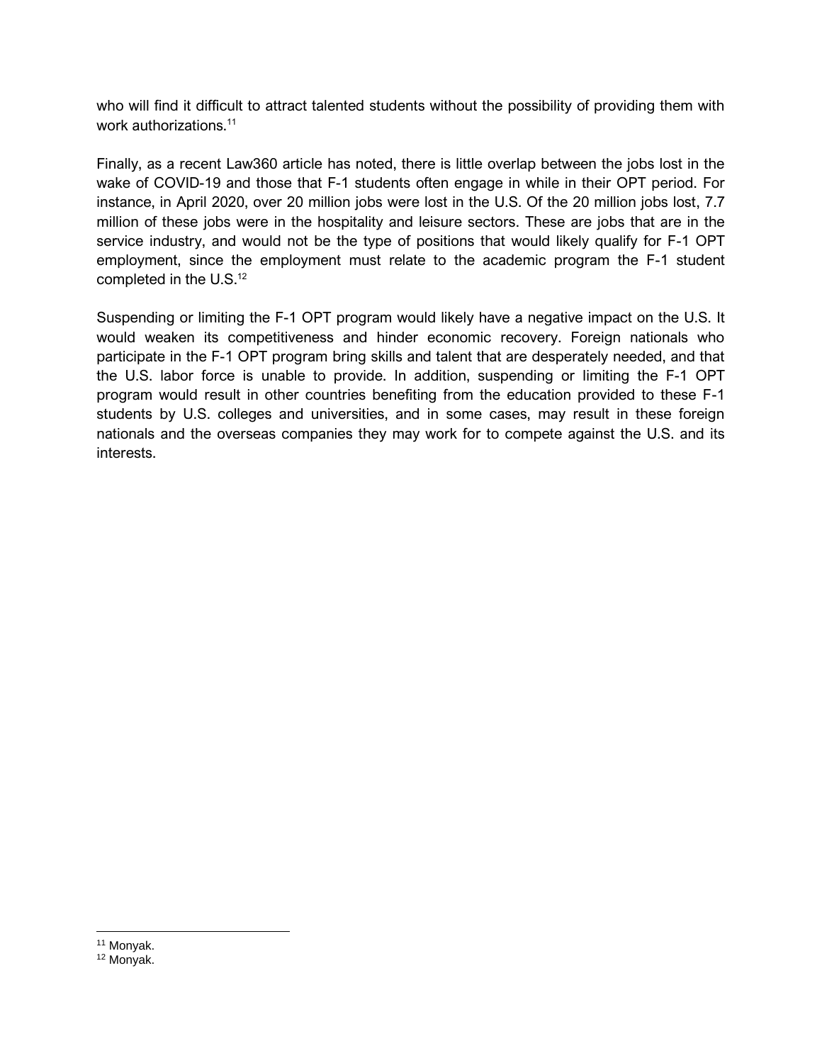who will find it difficult to attract talented students without the possibility of providing them with work authorizations.[11]

Finally, as a recent Law360 article has noted, there is little overlap between the jobs lost in the wake of COVID-19 and those that F-1 students often engage in while in their OPT period. For instance, in April 2020, over 20 million jobs were lost in the U.S. Of the 20 million jobs lost, 7.7 million of these jobs were in the hospitality and leisure sectors. These are jobs that are in the service industry, and would not be the type of positions that would likely qualify for F-1 OPT employment, since the employment must relate to the academic program the F-1 student completed in the U.S.[12]

Suspending or limiting the F-1 OPT program would likely have a negative impact on the U.S. It would weaken its competitiveness and hinder economic recovery. Foreign nationals who participate in the F-1 OPT program bring skills and talent that are desperately needed, and that the U.S. labor force is unable to provide. In addition, suspending or limiting the F-1 OPT program would result in other countries benefiting from the education provided to these F-1 students by U.S. colleges and universities, and in some cases, may result in these foreign nationals and the overseas companies they may work for to compete against the U.S. and its interests.

---

[11] Monyak.

[12] Monyak.